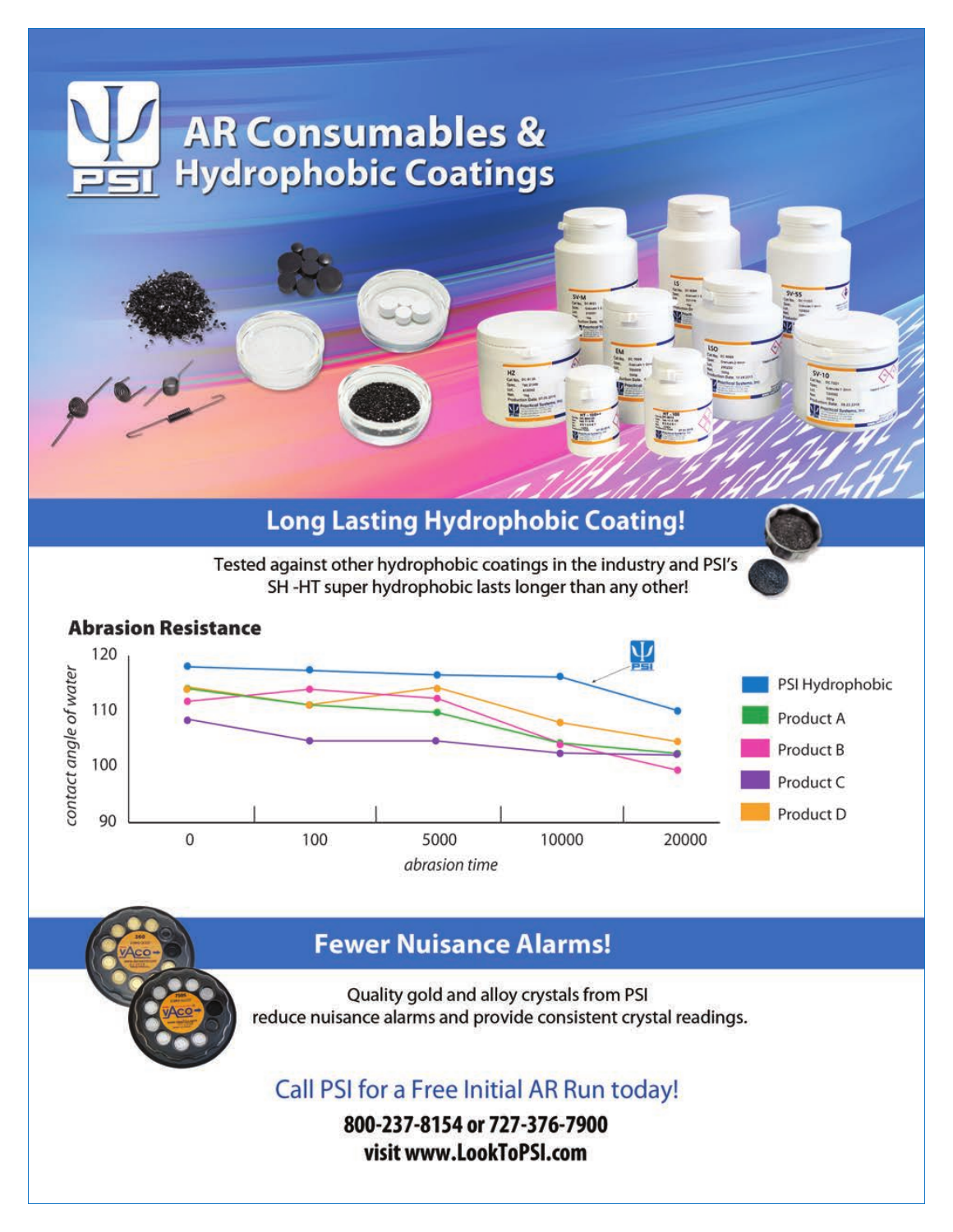# AR Consumables & Hydrophobic Coatings

## Long Lasting Hydrophobic Coating!

Tested against other hydrophobic coatings in the industry and PSI's SH -HT super hydrophobic lasts longer than any other!

### Abrasion Resistance

## Fewer Nuisance Alarms!

Quality gold and alloy crystals from PSI reduce nuisance alarms and provide consistent crystal readings.

### Call PSI for a Free Initial AR Run today!

**800-237-8154 or 727-376-7900**

**visit www.LookToPSI.com**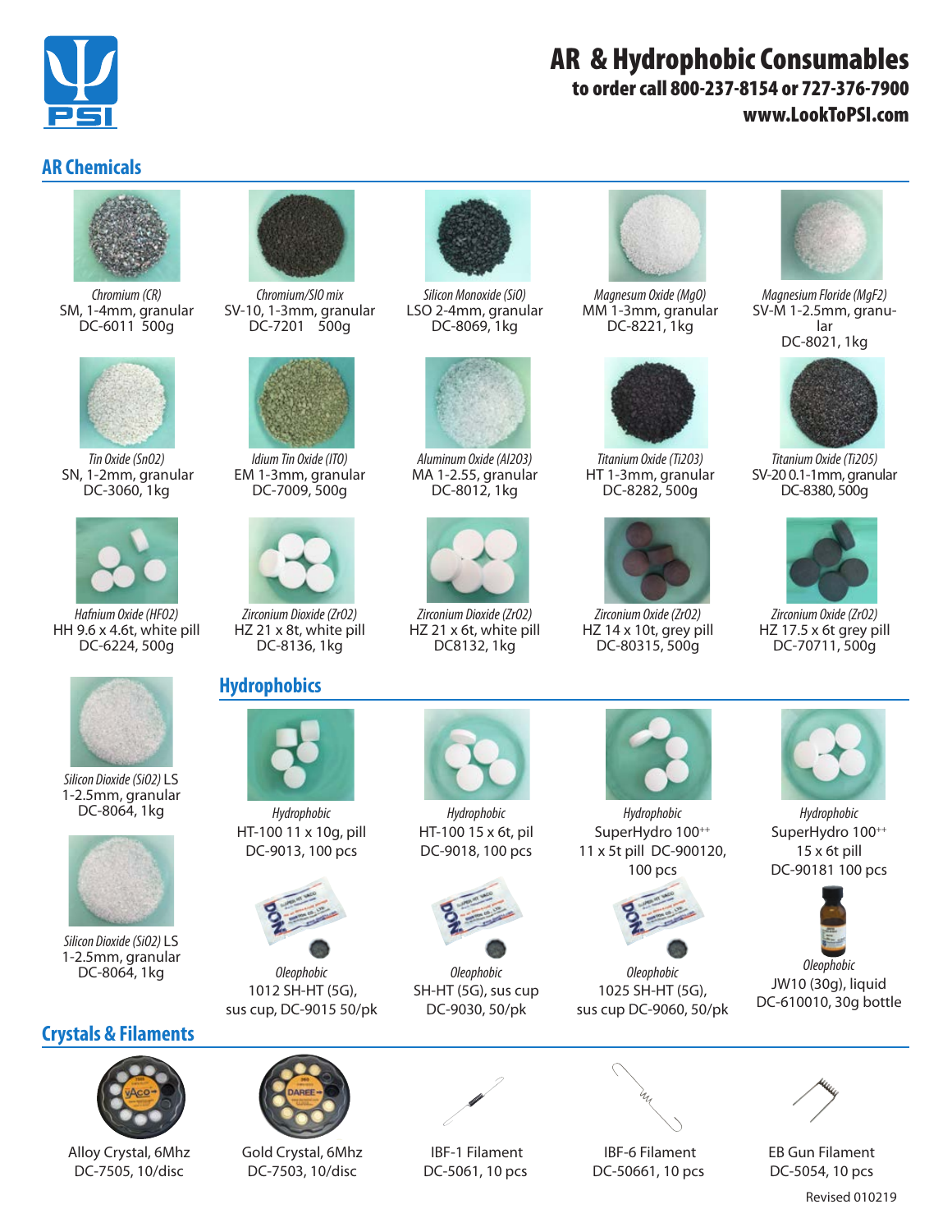# AR & Hydrophobic Consumables

**to order call 800-237-8154 or 727-376-7900**

**www.LookToPSI.com**

## AR Chemicals

*Chromium (CR)*
SM, 1-4mm, granular
DC-6011 500g

*Chromium/SIO mix*
SV-10, 1-3mm, granular
DC-7201 500g

*Silicon Monoxide (SiO)*
LSO 2-4mm, granular
DC-8069, 1kg

*Magnesum Oxide (MgO)*
MM 1-3mm, granular
DC-8221, 1kg

*Magnesium Floride (MgF2)*
SV-M 1-2.5mm, granular
DC-8021, 1kg

*Tin Oxide (SnO2)*
SN, 1-2mm, granular
DC-3060, 1kg

*Idium Tin Oxide (ITO)*
EM 1-3mm, granular
DC-7009, 500g

*Aluminum Oxide (Al2O3)*
MA 1-2.55, granular
DC-8012, 1kg

*Titanium Oxide (Ti2O3)*
HT 1-3mm, granular
DC-8282, 500g

*Titanium Oxide (Ti2O5)*
SV-20 0.1-1mm, granular
DC-8380, 500g

*Hafnium Oxide (HFO2)*
HH 9.6 x 4.6t, white pill
DC-6224, 500g

*Zirconium Dioxide (ZrO2)*
HZ 21 x 8t, white pill
DC-8136, 1kg

*Zirconium Dioxide (ZrO2)*
HZ 21 x 6t, white pill
DC8132, 1kg

*Zirconium Oxide (ZrO2)*
HZ 14 x 10t, grey pill
DC-80315, 500g

*Zirconium Oxide (ZrO2)*
HZ 17.5 x 6t grey pill
DC-70711, 500g

*Silicon Dioxide (SiO2)* LS
1-2.5mm, granular
DC-8064, 1kg

*Silicon Dioxide (SiO2)* LS
1-2.5mm, granular
DC-8064, 1kg

## Hydrophobics

*Hydrophobic*
HT-100 11 x 10g, pill
DC-9013, 100 pcs

*Hydrophobic*
HT-100 15 x 6t, pil
DC-9018, 100 pcs

*Hydrophobic*
SuperHydro 100++
11 x 5t pill DC-900120,
100 pcs

*Hydrophobic*
SuperHydro 100++
15 x 6t pill
DC-90181 100 pcs

*Oleophobic*
1012 SH-HT (5G),
sus cup, DC-9015 50/pk

*Oleophobic*
SH-HT (5G), sus cup
DC-9030, 50/pk

*Oleophobic*
1025 SH-HT (5G),
sus cup DC-9060, 50/pk

*Oleophobic*
JW10 (30g), liquid
DC-610010, 30g bottle

## Crystals & Filaments

Alloy Crystal, 6Mhz
DC-7505, 10/disc

Gold Crystal, 6Mhz
DC-7503, 10/disc

IBF-1 Filament
DC-5061, 10 pcs

IBF-6 Filament
DC-50661, 10 pcs

EB Gun Filament
DC-5054, 10 pcs

Revised 010219